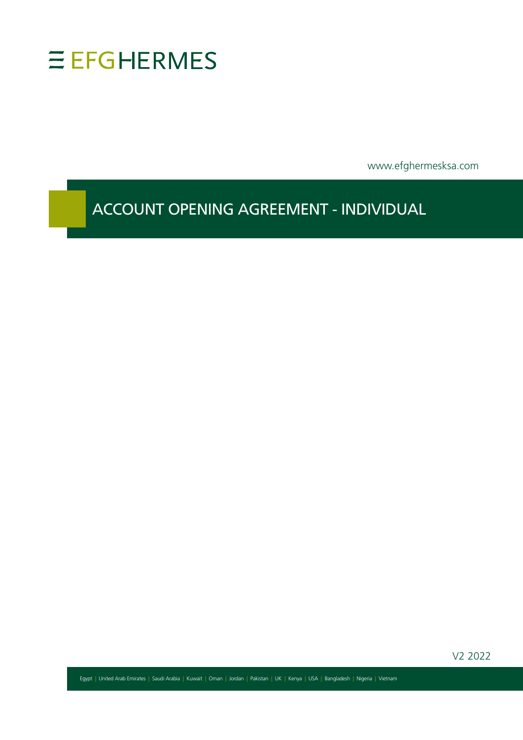EFG HERMES

www.efghermesksa.com

# ACCOUNT OPENING AGREEMENT - INDIVIDUAL

V2 2022

Egypt | United Arab Emirates | Saudi Arabia | Kuwait | Oman | Jordan | Pakistan | UK | Kenya | USA | Bangladesh | Nigeria | Vietnam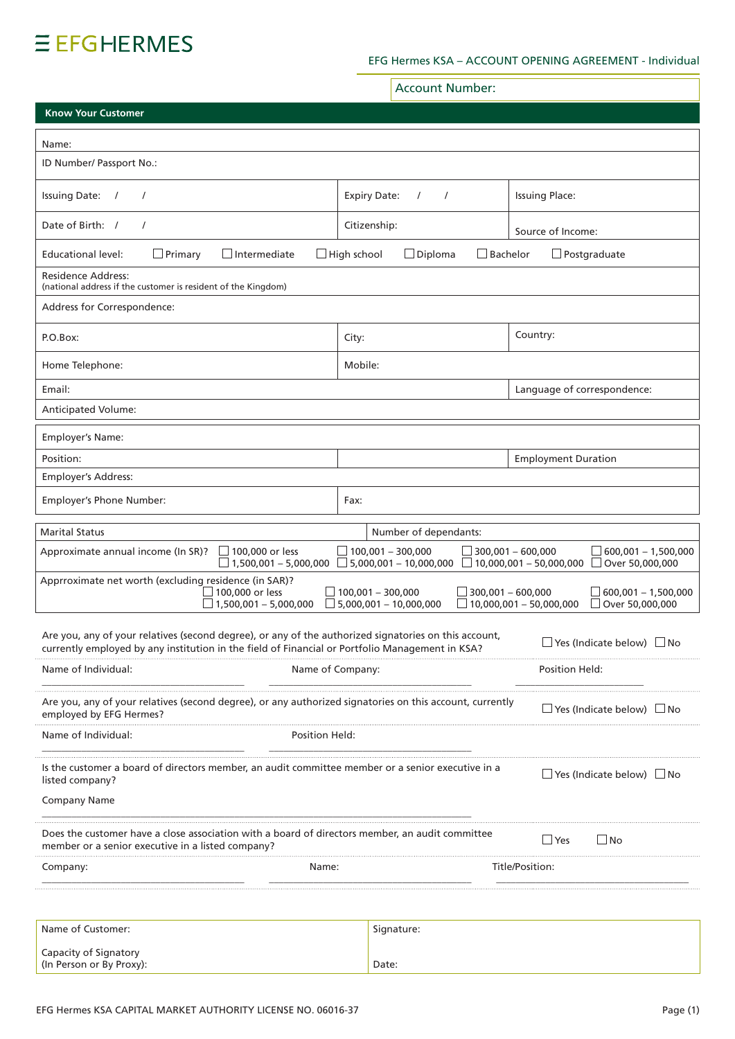EFG HERMES

EFG Hermes KSA – ACCOUNT OPENING AGREEMENT - Individual

Account Number:

## Know Your Customer

| Name: | | |
|---|---|---|
| ID Number/ Passport No.: | | |
| Issuing Date: / / | Expiry Date: / / | Issuing Place: |
| Date of Birth: / / | Citizenship: | Source of Income: |

Educational level: ☐ Primary ☐ Intermediate ☐ High school ☐ Diploma ☐ Bachelor ☐ Postgraduate

| Residence Address: (national address if the customer is resident of the Kingdom) | | |
|---|---|---|
| Address for Correspondence: | | |
| P.O.Box: | City: | Country: |
| Home Telephone: | Mobile: | |
| Email: | | Language of correspondence: |
| Anticipated Volume: | | |

| Employer's Name: | | |
|---|---|---|
| Position: | | Employment Duration |
| Employer's Address: | | |
| Employer's Phone Number: | Fax: | |

| Marital Status | Number of dependants: |
|---|---|

Approximate annual income (In SR)? ☐ 100,000 or less ☐ 100,001 – 300,000 ☐ 300,001 – 600,000 ☐ 600,001 – 1,500,000 ☐ 1,500,001 – 5,000,000 ☐ 5,000,001 – 10,000,000 ☐ 10,000,001 – 50,000,000 ☐ Over 50,000,000

Apprroximate net worth (excluding residence (in SAR)? ☐ 100,000 or less ☐ 100,001 – 300,000 ☐ 300,001 – 600,000 ☐ 600,001 – 1,500,000 ☐ 1,500,001 – 5,000,000 ☐ 5,000,001 – 10,000,000 ☐ 10,000,001 – 50,000,000 ☐ Over 50,000,000

Are you, any of your relatives (second degree), or any of the authorized signatories on this account, currently employed by any institution in the field of Financial or Portfolio Management in KSA? ☐ Yes (Indicate below) ☐ No

Name of Individual: ____________ Name of Company: ____________ Position Held: ____________

Are you, any of your relatives (second degree), or any authorized signatories on this account, currently employed by EFG Hermes? ☐ Yes (Indicate below) ☐ No

Name of Individual: ____________ Position Held: ____________

Is the customer a board of directors member, an audit committee member or a senior executive in a listed company? ☐ Yes (Indicate below) ☐ No

Company Name ____________

Does the customer have a close association with a board of directors member, an audit committee member or a senior executive in a listed company? ☐ Yes ☐ No

Company: ____________ Name: ____________ Title/Position: ____________

| Name of Customer: | Signature: |
|---|---|
| Capacity of Signatory (In Person or By Proxy): | Date: |

EFG Hermes KSA CAPITAL MARKET AUTHORITY LICENSE NO. 06016-37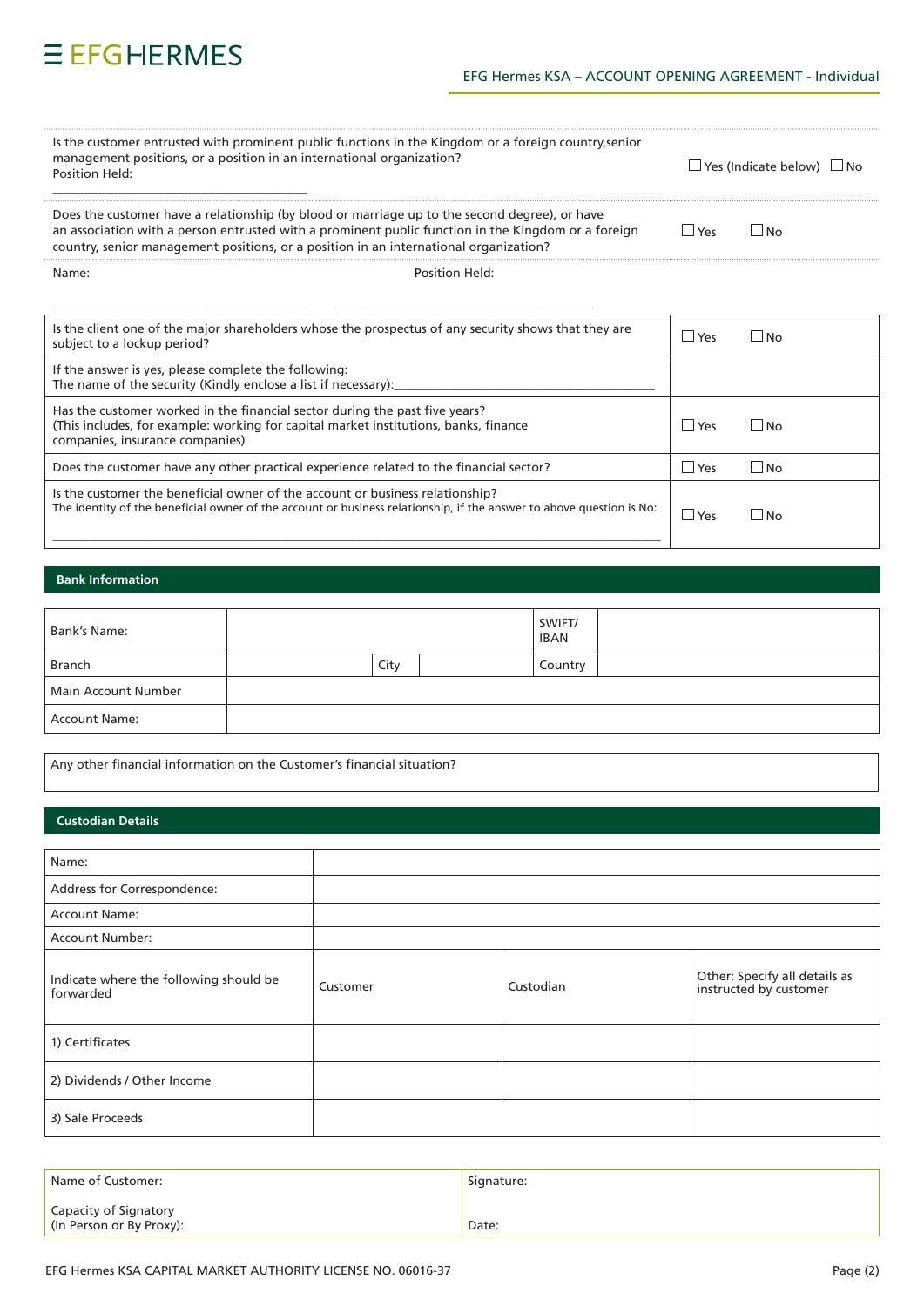| | |
|---|---|
| Is the customer entrusted with prominent public functions in the Kingdom or a foreign country,senior management positions, or a position in an international organization?<br>Position Held: | ☐ Yes (Indicate below) ☐ No |
| Does the customer have a relationship (by blood or marriage up to the second degree), or have an association with a person entrusted with a prominent public function in the Kingdom or a foreign country, senior management positions, or a position in an international organization? | ☐ Yes ☐ No |

Name: ______________________ Position Held: ______________________

| | |
|---|---|
| Is the client one of the major shareholders whose the prospectus of any security shows that they are subject to a lockup period? | ☐ Yes ☐ No |
| If the answer is yes, please complete the following:<br>The name of the security (Kindly enclose a list if necessary):______________________ | |
| Has the customer worked in the financial sector during the past five years?<br>(This includes, for example: working for capital market institutions, banks, finance companies, insurance companies) | ☐ Yes ☐ No |
| Does the customer have any other practical experience related to the financial sector? | ☐ Yes ☐ No |
| Is the customer the beneficial owner of the account or business relationship?<br>The identity of the beneficial owner of the account or business relationship, if the answer to above question is No:<br>______________________ | ☐ Yes ☐ No |

## Bank Information

| Bank's Name: | | | SWIFT/ IBAN | |
|---|---|---|---|---|
| Branch | | City | Country | |
| Main Account Number | | | | |
| Account Name: | | | | |

| Any other financial information on the Customer's financial situation? |
|---|

## Custodian Details

| Name: | | | |
|---|---|---|---|
| Address for Correspondence: | | | |
| Account Name: | | | |
| Account Number: | | | |
| Indicate where the following should be forwarded | Customer | Custodian | Other: Specify all details as instructed by customer |
| 1) Certificates | | | |
| 2) Dividends / Other Income | | | |
| 3) Sale Proceeds | | | |

| | |
|---|---|
| Name of Customer:<br><br>Capacity of Signatory<br>(In Person or By Proxy): | Signature:<br><br>Date: |

EFG Hermes KSA CAPITAL MARKET AUTHORITY LICENSE NO. 06016-37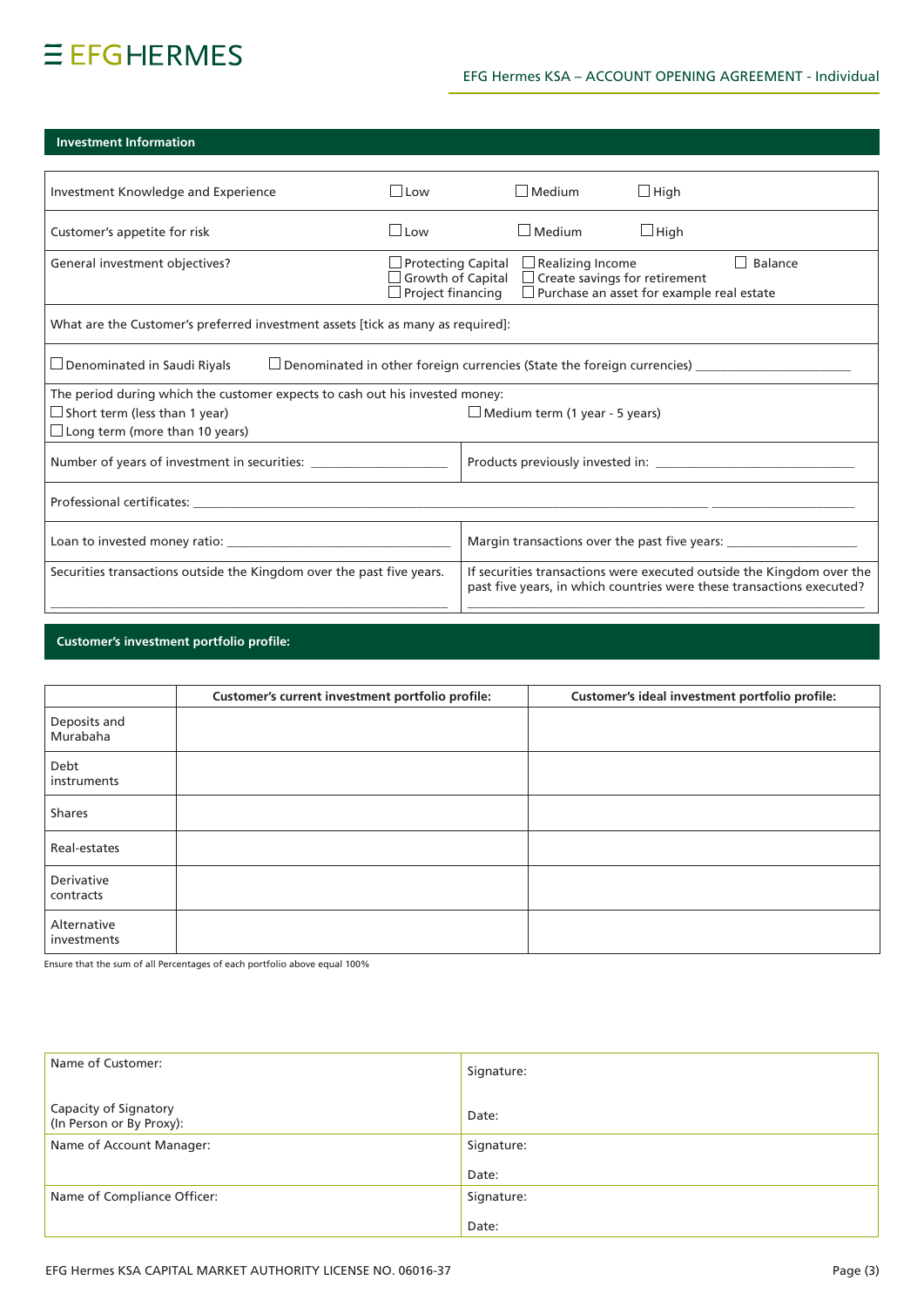## Investment Information

| | | | |
|---|---|---|---|
| Investment Knowledge and Experience | ☐ Low | ☐ Medium | ☐ High |
| Customer's appetite for risk | ☐ Low | ☐ Medium | ☐ High |
| General investment objectives? | ☐ Protecting Capital ☐ Growth of Capital ☐ Project financing | ☐ Realizing Income ☐ Create savings for retirement ☐ Purchase an asset for example real estate | ☐ Balance |

What are the Customer's preferred investment assets [tick as many as required]:

☐ Denominated in Saudi Riyals ☐ Denominated in other foreign currencies (State the foreign currencies) ____________________

The period during which the customer expects to cash out his invested money:

☐ Short term (less than 1 year) ☐ Medium term (1 year - 5 years)

☐ Long term (more than 10 years)

| | |
|---|---|
| Number of years of investment in securities: ____________________ | Products previously invested in: ____________________ |

Professional certificates: ____________________________________________

| | |
|---|---|
| Loan to invested money ratio: ____________________ | Margin transactions over the past five years: ____________________ |
| Securities transactions outside the Kingdom over the past five years. ____________________ | If securities transactions were executed outside the Kingdom over the past five years, in which countries were these transactions executed? ____________________ |

## Customer's investment portfolio profile:

| | Customer's current investment portfolio profile: | Customer's ideal investment portfolio profile: |
|---|---|---|
| Deposits and Murabaha | | |
| Debt instruments | | |
| Shares | | |
| Real-estates | | |
| Derivative contracts | | |
| Alternative investments | | |

Ensure that the sum of all Percentages of each portfolio above equal 100%

| | |
|---|---|
| Name of Customer: | Signature: |
| Capacity of Signatory (In Person or By Proxy): | Date: |
| Name of Account Manager: | Signature: <br> Date: |
| Name of Compliance Officer: | Signature: <br> Date: |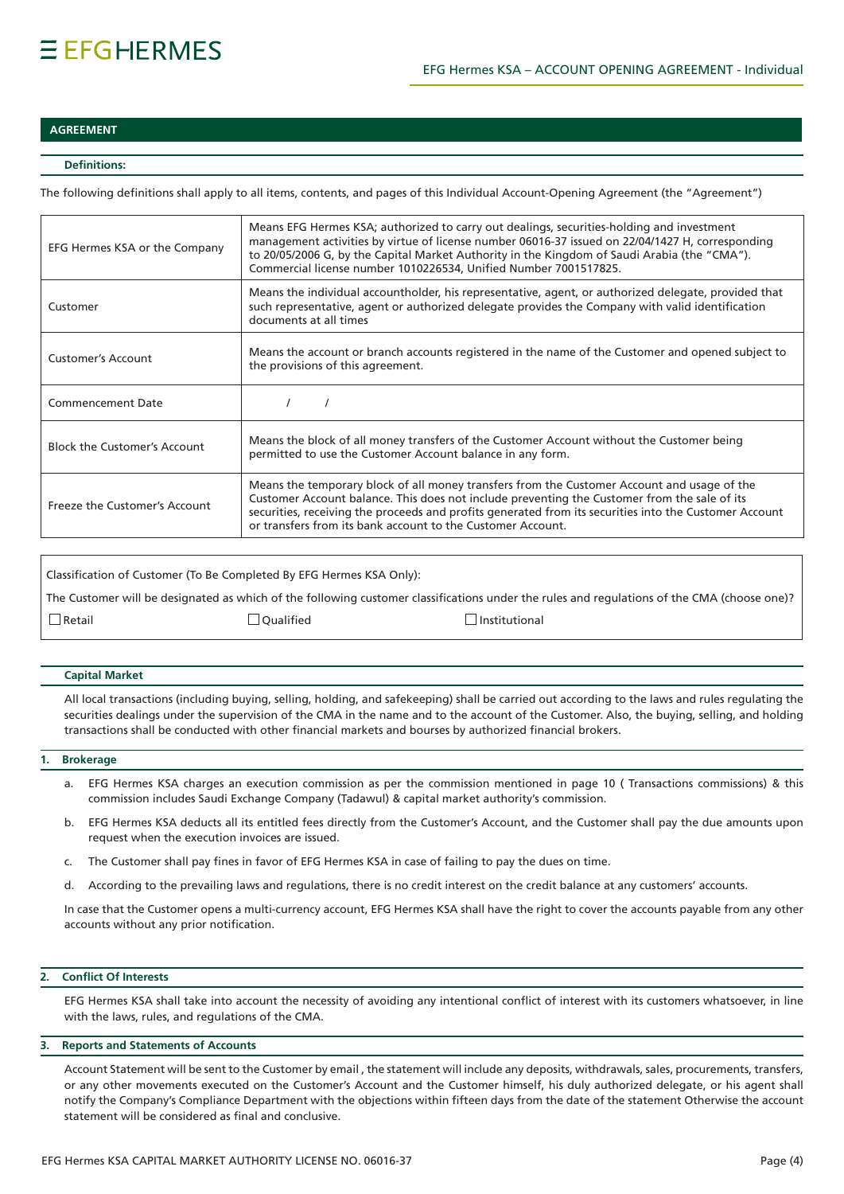## AGREEMENT

### Definitions:

The following definitions shall apply to all items, contents, and pages of this Individual Account-Opening Agreement (the "Agreement")

| | |
|---|---|
| EFG Hermes KSA or the Company | Means EFG Hermes KSA; authorized to carry out dealings, securities-holding and investment management activities by virtue of license number 06016-37 issued on 22/04/1427 H, corresponding to 20/05/2006 G, by the Capital Market Authority in the Kingdom of Saudi Arabia (the "CMA"). Commercial license number 1010226534, Unified Number 7001517825. |
| Customer | Means the individual accountholder, his representative, agent, or authorized delegate, provided that such representative, agent or authorized delegate provides the Company with valid identification documents at all times |
| Customer's Account | Means the account or branch accounts registered in the name of the Customer and opened subject to the provisions of this agreement. |
| Commencement Date | / / |
| Block the Customer's Account | Means the block of all money transfers of the Customer Account without the Customer being permitted to use the Customer Account balance in any form. |
| Freeze the Customer's Account | Means the temporary block of all money transfers from the Customer Account and usage of the Customer Account balance. This does not include preventing the Customer from the sale of its securities, receiving the proceeds and profits generated from its securities into the Customer Account or transfers from its bank account to the Customer Account. |

Classification of Customer (To Be Completed By EFG Hermes KSA Only):

The Customer will be designated as which of the following customer classifications under the rules and regulations of the CMA (choose one)?

☐ Retail ☐ Qualified ☐ Institutional

### Capital Market

All local transactions (including buying, selling, holding, and safekeeping) shall be carried out according to the laws and rules regulating the securities dealings under the supervision of the CMA in the name and to the account of the Customer. Also, the buying, selling, and holding transactions shall be conducted with other financial markets and bourses by authorized financial brokers.

### 1. Brokerage

a. EFG Hermes KSA charges an execution commission as per the commission mentioned in page 10 ( Transactions commissions) & this commission includes Saudi Exchange Company (Tadawul) & capital market authority's commission.

b. EFG Hermes KSA deducts all its entitled fees directly from the Customer's Account, and the Customer shall pay the due amounts upon request when the execution invoices are issued.

c. The Customer shall pay fines in favor of EFG Hermes KSA in case of failing to pay the dues on time.

d. According to the prevailing laws and regulations, there is no credit interest on the credit balance at any customers' accounts.

In case that the Customer opens a multi-currency account, EFG Hermes KSA shall have the right to cover the accounts payable from any other accounts without any prior notification.

### 2. Conflict Of Interests

EFG Hermes KSA shall take into account the necessity of avoiding any intentional conflict of interest with its customers whatsoever, in line with the laws, rules, and regulations of the CMA.

### 3. Reports and Statements of Accounts

Account Statement will be sent to the Customer by email , the statement will include any deposits, withdrawals, sales, procurements, transfers, or any other movements executed on the Customer's Account and the Customer himself, his duly authorized delegate, or his agent shall notify the Company's Compliance Department with the objections within fifteen days from the date of the statement Otherwise the account statement will be considered as final and conclusive.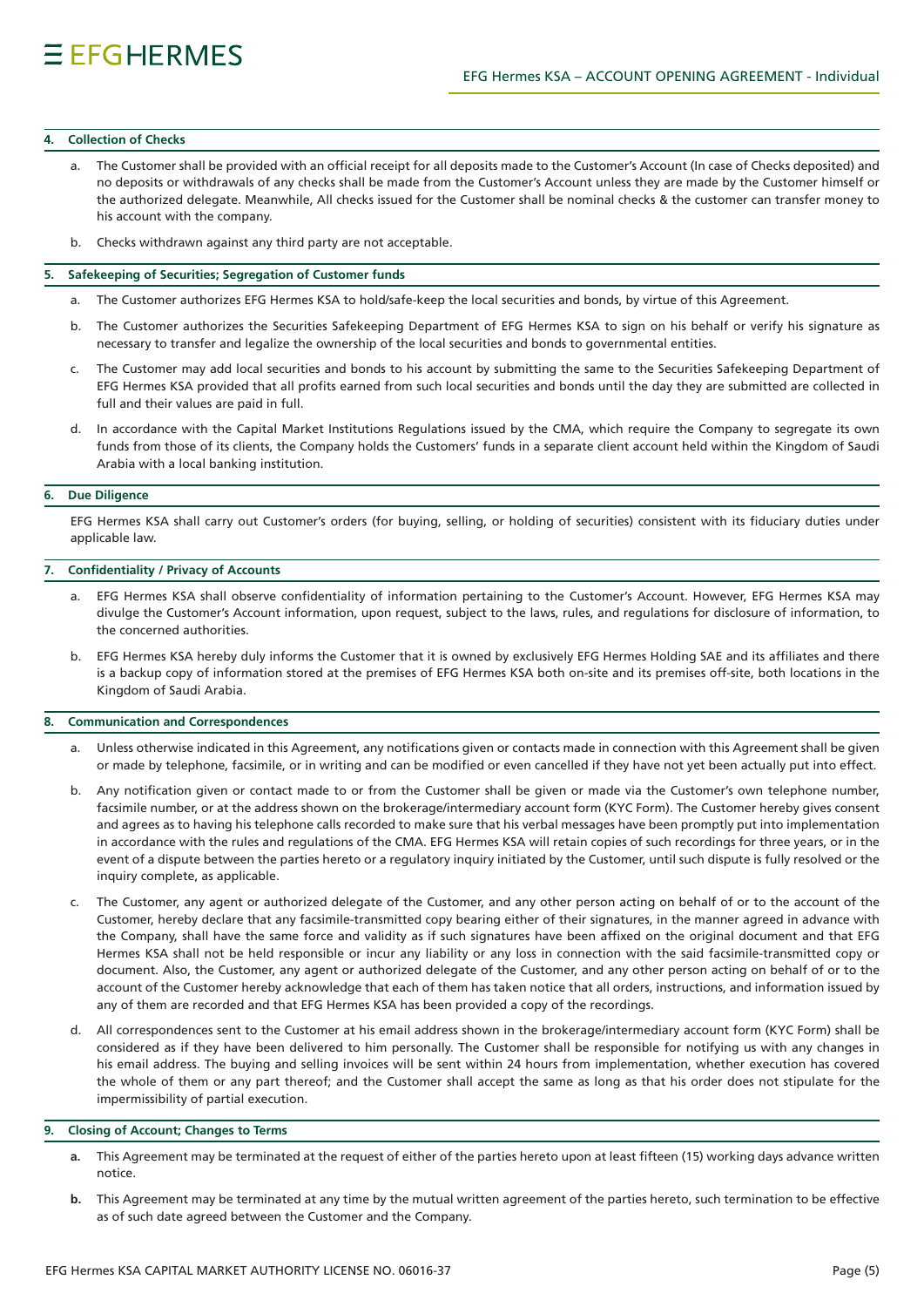## 4. Collection of Checks

a. The Customer shall be provided with an official receipt for all deposits made to the Customer's Account (In case of Checks deposited) and no deposits or withdrawals of any checks shall be made from the Customer's Account unless they are made by the Customer himself or the authorized delegate. Meanwhile, All checks issued for the Customer shall be nominal checks & the customer can transfer money to his account with the company.

b. Checks withdrawn against any third party are not acceptable.

## 5. Safekeeping of Securities; Segregation of Customer funds

a. The Customer authorizes EFG Hermes KSA to hold/safe-keep the local securities and bonds, by virtue of this Agreement.

b. The Customer authorizes the Securities Safekeeping Department of EFG Hermes KSA to sign on his behalf or verify his signature as necessary to transfer and legalize the ownership of the local securities and bonds to governmental entities.

c. The Customer may add local securities and bonds to his account by submitting the same to the Securities Safekeeping Department of EFG Hermes KSA provided that all profits earned from such local securities and bonds until the day they are submitted are collected in full and their values are paid in full.

d. In accordance with the Capital Market Institutions Regulations issued by the CMA, which require the Company to segregate its own funds from those of its clients, the Company holds the Customers' funds in a separate client account held within the Kingdom of Saudi Arabia with a local banking institution.

## 6. Due Diligence

EFG Hermes KSA shall carry out Customer's orders (for buying, selling, or holding of securities) consistent with its fiduciary duties under applicable law.

## 7. Confidentiality / Privacy of Accounts

a. EFG Hermes KSA shall observe confidentiality of information pertaining to the Customer's Account. However, EFG Hermes KSA may divulge the Customer's Account information, upon request, subject to the laws, rules, and regulations for disclosure of information, to the concerned authorities.

b. EFG Hermes KSA hereby duly informs the Customer that it is owned by exclusively EFG Hermes Holding SAE and its affiliates and there is a backup copy of information stored at the premises of EFG Hermes KSA both on-site and its premises off-site, both locations in the Kingdom of Saudi Arabia.

## 8. Communication and Correspondences

a. Unless otherwise indicated in this Agreement, any notifications given or contacts made in connection with this Agreement shall be given or made by telephone, facsimile, or in writing and can be modified or even cancelled if they have not yet been actually put into effect.

b. Any notification given or contact made to or from the Customer shall be given or made via the Customer's own telephone number, facsimile number, or at the address shown on the brokerage/intermediary account form (KYC Form). The Customer hereby gives consent and agrees as to having his telephone calls recorded to make sure that his verbal messages have been promptly put into implementation in accordance with the rules and regulations of the CMA. EFG Hermes KSA will retain copies of such recordings for three years, or in the event of a dispute between the parties hereto or a regulatory inquiry initiated by the Customer, until such dispute is fully resolved or the inquiry complete, as applicable.

c. The Customer, any agent or authorized delegate of the Customer, and any other person acting on behalf of or to the account of the Customer, hereby declare that any facsimile-transmitted copy bearing either of their signatures, in the manner agreed in advance with the Company, shall have the same force and validity as if such signatures have been affixed on the original document and that EFG Hermes KSA shall not be held responsible or incur any liability or any loss in connection with the said facsimile-transmitted copy or document. Also, the Customer, any agent or authorized delegate of the Customer, and any other person acting on behalf of or to the account of the Customer hereby acknowledge that each of them has taken notice that all orders, instructions, and information issued by any of them are recorded and that EFG Hermes KSA has been provided a copy of the recordings.

d. All correspondences sent to the Customer at his email address shown in the brokerage/intermediary account form (KYC Form) shall be considered as if they have been delivered to him personally. The Customer shall be responsible for notifying us with any changes in his email address. The buying and selling invoices will be sent within 24 hours from implementation, whether execution has covered the whole of them or any part thereof; and the Customer shall accept the same as long as that his order does not stipulate for the impermissibility of partial execution.

## 9. Closing of Account; Changes to Terms

**a.** This Agreement may be terminated at the request of either of the parties hereto upon at least fifteen (15) working days advance written notice.

**b.** This Agreement may be terminated at any time by the mutual written agreement of the parties hereto, such termination to be effective as of such date agreed between the Customer and the Company.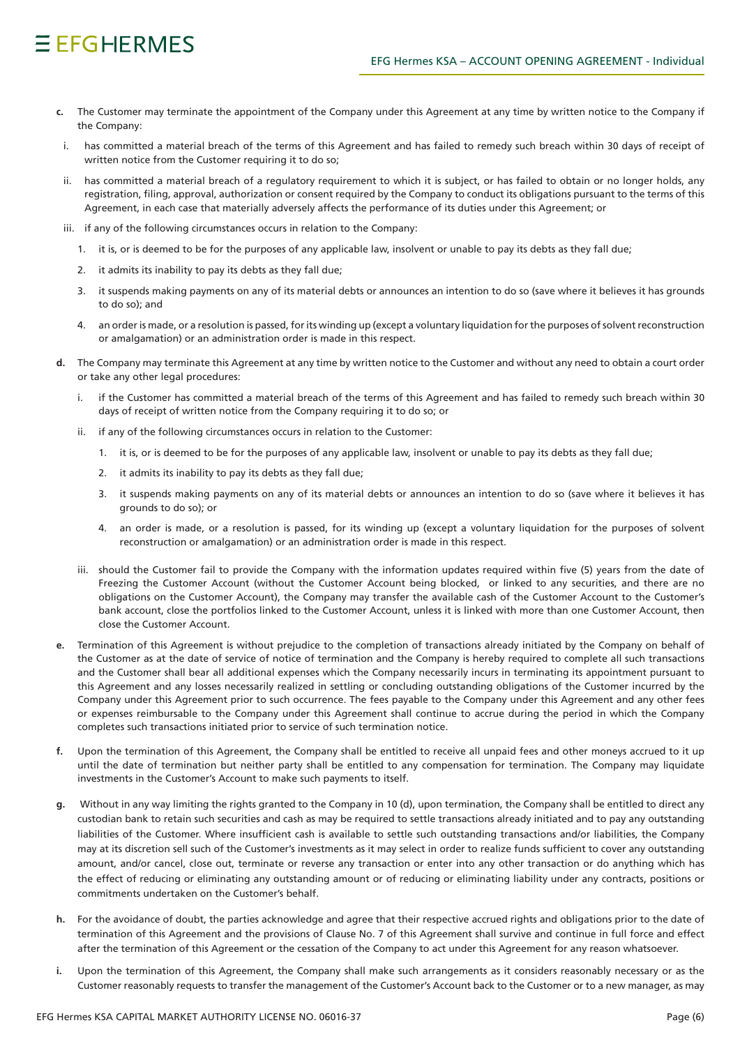- **c.** The Customer may terminate the appointment of the Company under this Agreement at any time by written notice to the Company if the Company:
  - i. has committed a material breach of the terms of this Agreement and has failed to remedy such breach within 30 days of receipt of written notice from the Customer requiring it to do so;
  - ii. has committed a material breach of a regulatory requirement to which it is subject, or has failed to obtain or no longer holds, any registration, filing, approval, authorization or consent required by the Company to conduct its obligations pursuant to the terms of this Agreement, in each case that materially adversely affects the performance of its duties under this Agreement; or
  - iii. if any of the following circumstances occurs in relation to the Company:
    1. it is, or is deemed to be for the purposes of any applicable law, insolvent or unable to pay its debts as they fall due;
    2. it admits its inability to pay its debts as they fall due;
    3. it suspends making payments on any of its material debts or announces an intention to do so (save where it believes it has grounds to do so); and
    4. an order is made, or a resolution is passed, for its winding up (except a voluntary liquidation for the purposes of solvent reconstruction or amalgamation) or an administration order is made in this respect.
- **d.** The Company may terminate this Agreement at any time by written notice to the Customer and without any need to obtain a court order or take any other legal procedures:
  - i. if the Customer has committed a material breach of the terms of this Agreement and has failed to remedy such breach within 30 days of receipt of written notice from the Company requiring it to do so; or
  - ii. if any of the following circumstances occurs in relation to the Customer:
    1. it is, or is deemed to be for the purposes of any applicable law, insolvent or unable to pay its debts as they fall due;
    2. it admits its inability to pay its debts as they fall due;
    3. it suspends making payments on any of its material debts or announces an intention to do so (save where it believes it has grounds to do so); or
    4. an order is made, or a resolution is passed, for its winding up (except a voluntary liquidation for the purposes of solvent reconstruction or amalgamation) or an administration order is made in this respect.
  - iii. should the Customer fail to provide the Company with the information updates required within five (5) years from the date of Freezing the Customer Account (without the Customer Account being blocked, or linked to any securities, and there are no obligations on the Customer Account), the Company may transfer the available cash of the Customer Account to the Customer's bank account, close the portfolios linked to the Customer Account, unless it is linked with more than one Customer Account, then close the Customer Account.
- **e.** Termination of this Agreement is without prejudice to the completion of transactions already initiated by the Company on behalf of the Customer as at the date of service of notice of termination and the Company is hereby required to complete all such transactions and the Customer shall bear all additional expenses which the Company necessarily incurs in terminating its appointment pursuant to this Agreement and any losses necessarily realized in settling or concluding outstanding obligations of the Customer incurred by the Company under this Agreement prior to such occurrence. The fees payable to the Company under this Agreement and any other fees or expenses reimbursable to the Company under this Agreement shall continue to accrue during the period in which the Company completes such transactions initiated prior to service of such termination notice.
- **f.** Upon the termination of this Agreement, the Company shall be entitled to receive all unpaid fees and other moneys accrued to it up until the date of termination but neither party shall be entitled to any compensation for termination. The Company may liquidate investments in the Customer's Account to make such payments to itself.
- **g.** Without in any way limiting the rights granted to the Company in 10 (d), upon termination, the Company shall be entitled to direct any custodian bank to retain such securities and cash as may be required to settle transactions already initiated and to pay any outstanding liabilities of the Customer. Where insufficient cash is available to settle such outstanding transactions and/or liabilities, the Company may at its discretion sell such of the Customer's investments as it may select in order to realize funds sufficient to cover any outstanding amount, and/or cancel, close out, terminate or reverse any transaction or enter into any other transaction or do anything which has the effect of reducing or eliminating any outstanding amount or of reducing or eliminating liability under any contracts, positions or commitments undertaken on the Customer's behalf.
- **h.** For the avoidance of doubt, the parties acknowledge and agree that their respective accrued rights and obligations prior to the date of termination of this Agreement and the provisions of Clause No. 7 of this Agreement shall survive and continue in full force and effect after the termination of this Agreement or the cessation of the Company to act under this Agreement for any reason whatsoever.
- **i.** Upon the termination of this Agreement, the Company shall make such arrangements as it considers reasonably necessary or as the Customer reasonably requests to transfer the management of the Customer's Account back to the Customer or to a new manager, as may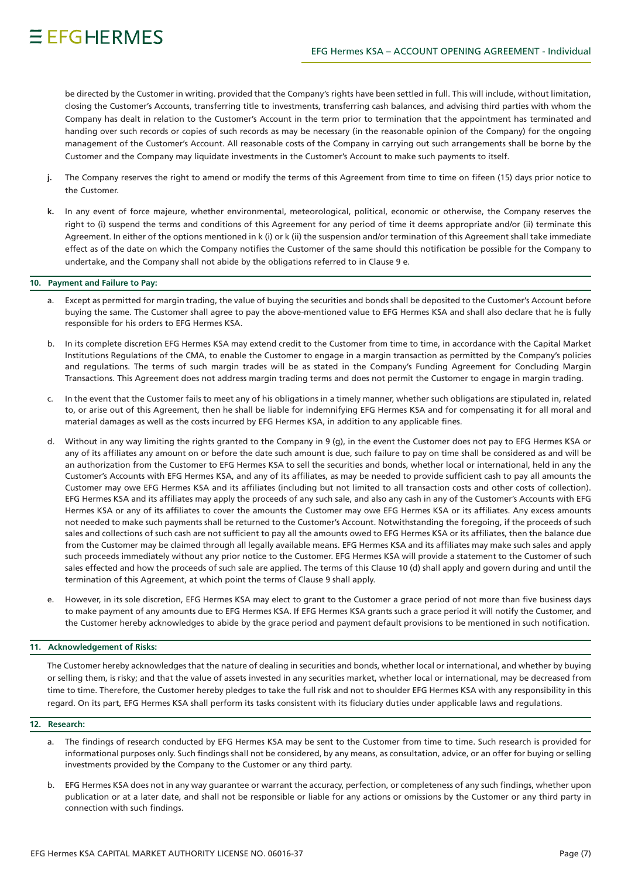be directed by the Customer in writing. provided that the Company's rights have been settled in full. This will include, without limitation, closing the Customer's Accounts, transferring title to investments, transferring cash balances, and advising third parties with whom the Company has dealt in relation to the Customer's Account in the term prior to termination that the appointment has terminated and handing over such records or copies of such records as may be necessary (in the reasonable opinion of the Company) for the ongoing management of the Customer's Account. All reasonable costs of the Company in carrying out such arrangements shall be borne by the Customer and the Company may liquidate investments in the Customer's Account to make such payments to itself.

**j.** The Company reserves the right to amend or modify the terms of this Agreement from time to time on fifeen (15) days prior notice to the Customer.

**k.** In any event of force majeure, whether environmental, meteorological, political, economic or otherwise, the Company reserves the right to (i) suspend the terms and conditions of this Agreement for any period of time it deems appropriate and/or (ii) terminate this Agreement. In either of the options mentioned in k (i) or k (ii) the suspension and/or termination of this Agreement shall take immediate effect as of the date on which the Company notifies the Customer of the same should this notification be possible for the Company to undertake, and the Company shall not abide by the obligations referred to in Clause 9 e.

### 10. Payment and Failure to Pay:

a. Except as permitted for margin trading, the value of buying the securities and bonds shall be deposited to the Customer's Account before buying the same. The Customer shall agree to pay the above-mentioned value to EFG Hermes KSA and shall also declare that he is fully responsible for his orders to EFG Hermes KSA.

b. In its complete discretion EFG Hermes KSA may extend credit to the Customer from time to time, in accordance with the Capital Market Institutions Regulations of the CMA, to enable the Customer to engage in a margin transaction as permitted by the Company's policies and regulations. The terms of such margin trades will be as stated in the Company's Funding Agreement for Concluding Margin Transactions. This Agreement does not address margin trading terms and does not permit the Customer to engage in margin trading.

c. In the event that the Customer fails to meet any of his obligations in a timely manner, whether such obligations are stipulated in, related to, or arise out of this Agreement, then he shall be liable for indemnifying EFG Hermes KSA and for compensating it for all moral and material damages as well as the costs incurred by EFG Hermes KSA, in addition to any applicable fines.

d. Without in any way limiting the rights granted to the Company in 9 (g), in the event the Customer does not pay to EFG Hermes KSA or any of its affiliates any amount on or before the date such amount is due, such failure to pay on time shall be considered as and will be an authorization from the Customer to EFG Hermes KSA to sell the securities and bonds, whether local or international, held in any the Customer's Accounts with EFG Hermes KSA, and any of its affiliates, as may be needed to provide sufficient cash to pay all amounts the Customer may owe EFG Hermes KSA and its affiliates (including but not limited to all transaction costs and other costs of collection). EFG Hermes KSA and its affiliates may apply the proceeds of any such sale, and also any cash in any of the Customer's Accounts with EFG Hermes KSA or any of its affiliates to cover the amounts the Customer may owe EFG Hermes KSA or its affiliates. Any excess amounts not needed to make such payments shall be returned to the Customer's Account. Notwithstanding the foregoing, if the proceeds of such sales and collections of such cash are not sufficient to pay all the amounts owed to EFG Hermes KSA or its affiliates, then the balance due from the Customer may be claimed through all legally available means. EFG Hermes KSA and its affiliates may make such sales and apply such proceeds immediately without any prior notice to the Customer. EFG Hermes KSA will provide a statement to the Customer of such sales effected and how the proceeds of such sale are applied. The terms of this Clause 10 (d) shall apply and govern during and until the termination of this Agreement, at which point the terms of Clause 9 shall apply.

e. However, in its sole discretion, EFG Hermes KSA may elect to grant to the Customer a grace period of not more than five business days to make payment of any amounts due to EFG Hermes KSA. If EFG Hermes KSA grants such a grace period it will notify the Customer, and the Customer hereby acknowledges to abide by the grace period and payment default provisions to be mentioned in such notification.

### 11. Acknowledgement of Risks:

The Customer hereby acknowledges that the nature of dealing in securities and bonds, whether local or international, and whether by buying or selling them, is risky; and that the value of assets invested in any securities market, whether local or international, may be decreased from time to time. Therefore, the Customer hereby pledges to take the full risk and not to shoulder EFG Hermes KSA with any responsibility in this regard. On its part, EFG Hermes KSA shall perform its tasks consistent with its fiduciary duties under applicable laws and regulations.

### 12. Research:

a. The findings of research conducted by EFG Hermes KSA may be sent to the Customer from time to time. Such research is provided for informational purposes only. Such findings shall not be considered, by any means, as consultation, advice, or an offer for buying or selling investments provided by the Company to the Customer or any third party.

b. EFG Hermes KSA does not in any way guarantee or warrant the accuracy, perfection, or completeness of any such findings, whether upon publication or at a later date, and shall not be responsible or liable for any actions or omissions by the Customer or any third party in connection with such findings.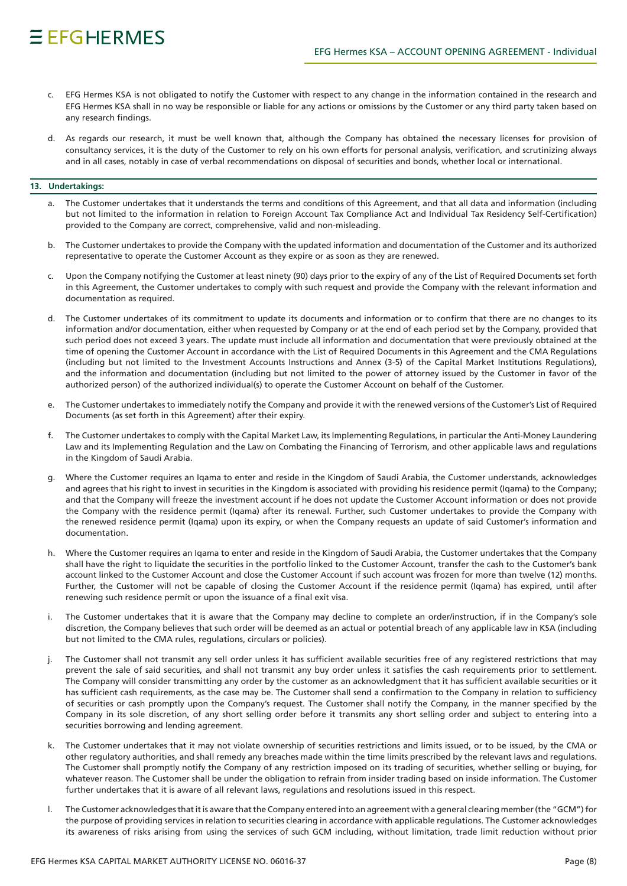c. EFG Hermes KSA is not obligated to notify the Customer with respect to any change in the information contained in the research and EFG Hermes KSA shall in no way be responsible or liable for any actions or omissions by the Customer or any third party taken based on any research findings.

d. As regards our research, it must be well known that, although the Company has obtained the necessary licenses for provision of consultancy services, it is the duty of the Customer to rely on his own efforts for personal analysis, verification, and scrutinizing always and in all cases, notably in case of verbal recommendations on disposal of securities and bonds, whether local or international.

**13. Undertakings:**

a. The Customer undertakes that it understands the terms and conditions of this Agreement, and that all data and information (including but not limited to the information in relation to Foreign Account Tax Compliance Act and Individual Tax Residency Self-Certification) provided to the Company are correct, comprehensive, valid and non-misleading.

b. The Customer undertakes to provide the Company with the updated information and documentation of the Customer and its authorized representative to operate the Customer Account as they expire or as soon as they are renewed.

c. Upon the Company notifying the Customer at least ninety (90) days prior to the expiry of any of the List of Required Documents set forth in this Agreement, the Customer undertakes to comply with such request and provide the Company with the relevant information and documentation as required.

d. The Customer undertakes of its commitment to update its documents and information or to confirm that there are no changes to its information and/or documentation, either when requested by Company or at the end of each period set by the Company, provided that such period does not exceed 3 years. The update must include all information and documentation that were previously obtained at the time of opening the Customer Account in accordance with the List of Required Documents in this Agreement and the CMA Regulations (including but not limited to the Investment Accounts Instructions and Annex (3-5) of the Capital Market Institutions Regulations), and the information and documentation (including but not limited to the power of attorney issued by the Customer in favor of the authorized person) of the authorized individual(s) to operate the Customer Account on behalf of the Customer.

e. The Customer undertakes to immediately notify the Company and provide it with the renewed versions of the Customer's List of Required Documents (as set forth in this Agreement) after their expiry.

f. The Customer undertakes to comply with the Capital Market Law, its Implementing Regulations, in particular the Anti-Money Laundering Law and its Implementing Regulation and the Law on Combating the Financing of Terrorism, and other applicable laws and regulations in the Kingdom of Saudi Arabia.

g. Where the Customer requires an Iqama to enter and reside in the Kingdom of Saudi Arabia, the Customer understands, acknowledges and agrees that his right to invest in securities in the Kingdom is associated with providing his residence permit (Iqama) to the Company; and that the Company will freeze the investment account if he does not update the Customer Account information or does not provide the Company with the residence permit (Iqama) after its renewal. Further, such Customer undertakes to provide the Company with the renewed residence permit (Iqama) upon its expiry, or when the Company requests an update of said Customer's information and documentation.

h. Where the Customer requires an Iqama to enter and reside in the Kingdom of Saudi Arabia, the Customer undertakes that the Company shall have the right to liquidate the securities in the portfolio linked to the Customer Account, transfer the cash to the Customer's bank account linked to the Customer Account and close the Customer Account if such account was frozen for more than twelve (12) months. Further, the Customer will not be capable of closing the Customer Account if the residence permit (Iqama) has expired, until after renewing such residence permit or upon the issuance of a final exit visa.

i. The Customer undertakes that it is aware that the Company may decline to complete an order/instruction, if in the Company's sole discretion, the Company believes that such order will be deemed as an actual or potential breach of any applicable law in KSA (including but not limited to the CMA rules, regulations, circulars or policies).

j. The Customer shall not transmit any sell order unless it has sufficient available securities free of any registered restrictions that may prevent the sale of said securities, and shall not transmit any buy order unless it satisfies the cash requirements prior to settlement. The Company will consider transmitting any order by the customer as an acknowledgment that it has sufficient available securities or it has sufficient cash requirements, as the case may be. The Customer shall send a confirmation to the Company in relation to sufficiency of securities or cash promptly upon the Company's request. The Customer shall notify the Company, in the manner specified by the Company in its sole discretion, of any short selling order before it transmits any short selling order and subject to entering into a securities borrowing and lending agreement.

k. The Customer undertakes that it may not violate ownership of securities restrictions and limits issued, or to be issued, by the CMA or other regulatory authorities, and shall remedy any breaches made within the time limits prescribed by the relevant laws and regulations. The Customer shall promptly notify the Company of any restriction imposed on its trading of securities, whether selling or buying, for whatever reason. The Customer shall be under the obligation to refrain from insider trading based on inside information. The Customer further undertakes that it is aware of all relevant laws, regulations and resolutions issued in this respect.

l. The Customer acknowledges that it is aware that the Company entered into an agreement with a general clearing member (the "GCM") for the purpose of providing services in relation to securities clearing in accordance with applicable regulations. The Customer acknowledges its awareness of risks arising from using the services of such GCM including, without limitation, trade limit reduction without prior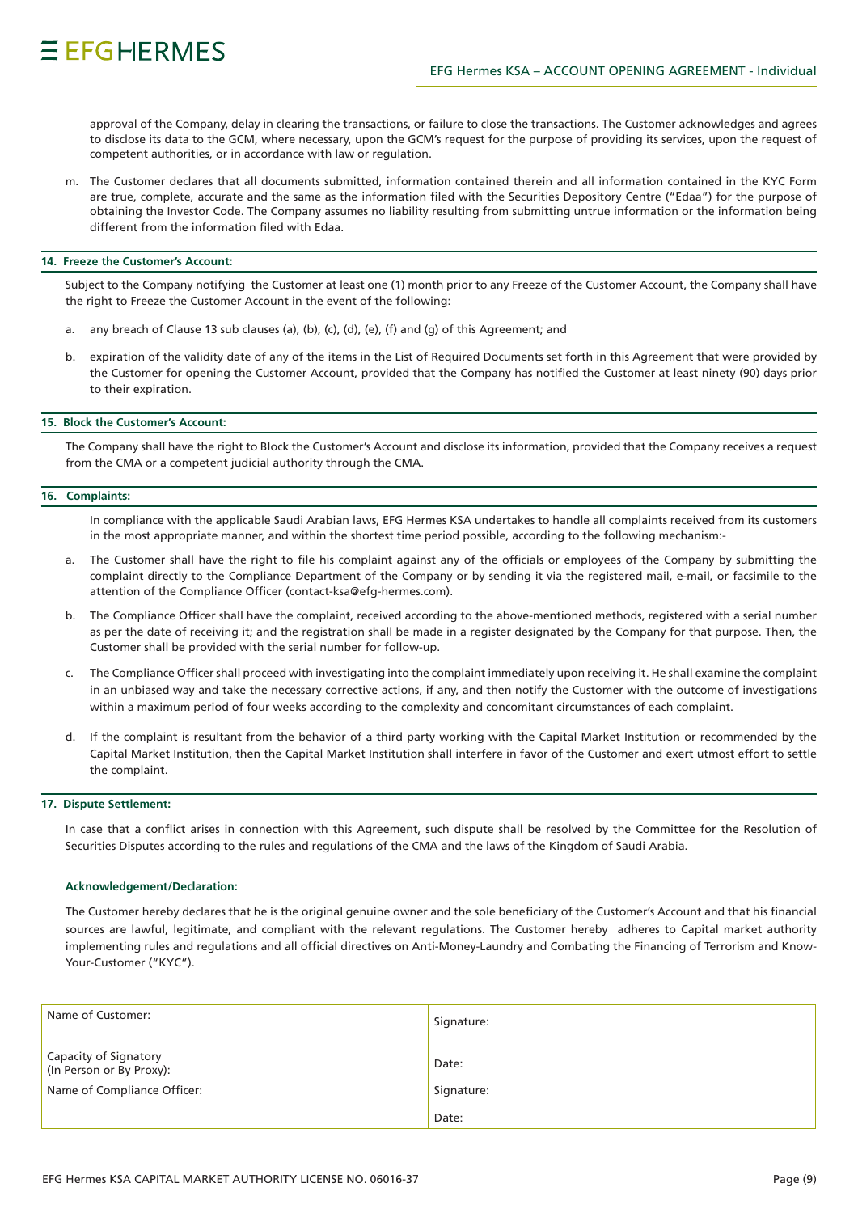approval of the Company, delay in clearing the transactions, or failure to close the transactions. The Customer acknowledges and agrees to disclose its data to the GCM, where necessary, upon the GCM's request for the purpose of providing its services, upon the request of competent authorities, or in accordance with law or regulation.

m. The Customer declares that all documents submitted, information contained therein and all information contained in the KYC Form are true, complete, accurate and the same as the information filed with the Securities Depository Centre ("Edaa") for the purpose of obtaining the Investor Code. The Company assumes no liability resulting from submitting untrue information or the information being different from the information filed with Edaa.

### 14. Freeze the Customer's Account:

Subject to the Company notifying the Customer at least one (1) month prior to any Freeze of the Customer Account, the Company shall have the right to Freeze the Customer Account in the event of the following:

a. any breach of Clause 13 sub clauses (a), (b), (c), (d), (e), (f) and (g) of this Agreement; and

b. expiration of the validity date of any of the items in the List of Required Documents set forth in this Agreement that were provided by the Customer for opening the Customer Account, provided that the Company has notified the Customer at least ninety (90) days prior to their expiration.

### 15. Block the Customer's Account:

The Company shall have the right to Block the Customer's Account and disclose its information, provided that the Company receives a request from the CMA or a competent judicial authority through the CMA.

### 16. Complaints:

In compliance with the applicable Saudi Arabian laws, EFG Hermes KSA undertakes to handle all complaints received from its customers in the most appropriate manner, and within the shortest time period possible, according to the following mechanism:-

a. The Customer shall have the right to file his complaint against any of the officials or employees of the Company by submitting the complaint directly to the Compliance Department of the Company or by sending it via the registered mail, e-mail, or facsimile to the attention of the Compliance Officer (contact-ksa@efg-hermes.com).

b. The Compliance Officer shall have the complaint, received according to the above-mentioned methods, registered with a serial number as per the date of receiving it; and the registration shall be made in a register designated by the Company for that purpose. Then, the Customer shall be provided with the serial number for follow-up.

c. The Compliance Officer shall proceed with investigating into the complaint immediately upon receiving it. He shall examine the complaint in an unbiased way and take the necessary corrective actions, if any, and then notify the Customer with the outcome of investigations within a maximum period of four weeks according to the complexity and concomitant circumstances of each complaint.

d. If the complaint is resultant from the behavior of a third party working with the Capital Market Institution or recommended by the Capital Market Institution, then the Capital Market Institution shall interfere in favor of the Customer and exert utmost effort to settle the complaint.

### 17. Dispute Settlement:

In case that a conflict arises in connection with this Agreement, such dispute shall be resolved by the Committee for the Resolution of Securities Disputes according to the rules and regulations of the CMA and the laws of the Kingdom of Saudi Arabia.

**Acknowledgement/Declaration:**

The Customer hereby declares that he is the original genuine owner and the sole beneficiary of the Customer's Account and that his financial sources are lawful, legitimate, and compliant with the relevant regulations. The Customer hereby adheres to Capital market authority implementing rules and regulations and all official directives on Anti-Money-Laundry and Combating the Financing of Terrorism and Know-Your-Customer ("KYC").

| Name of Customer: | Signature: |
|---|---|
| Capacity of Signatory (In Person or By Proxy): | Date: |
| Name of Compliance Officer: | Signature: Date: |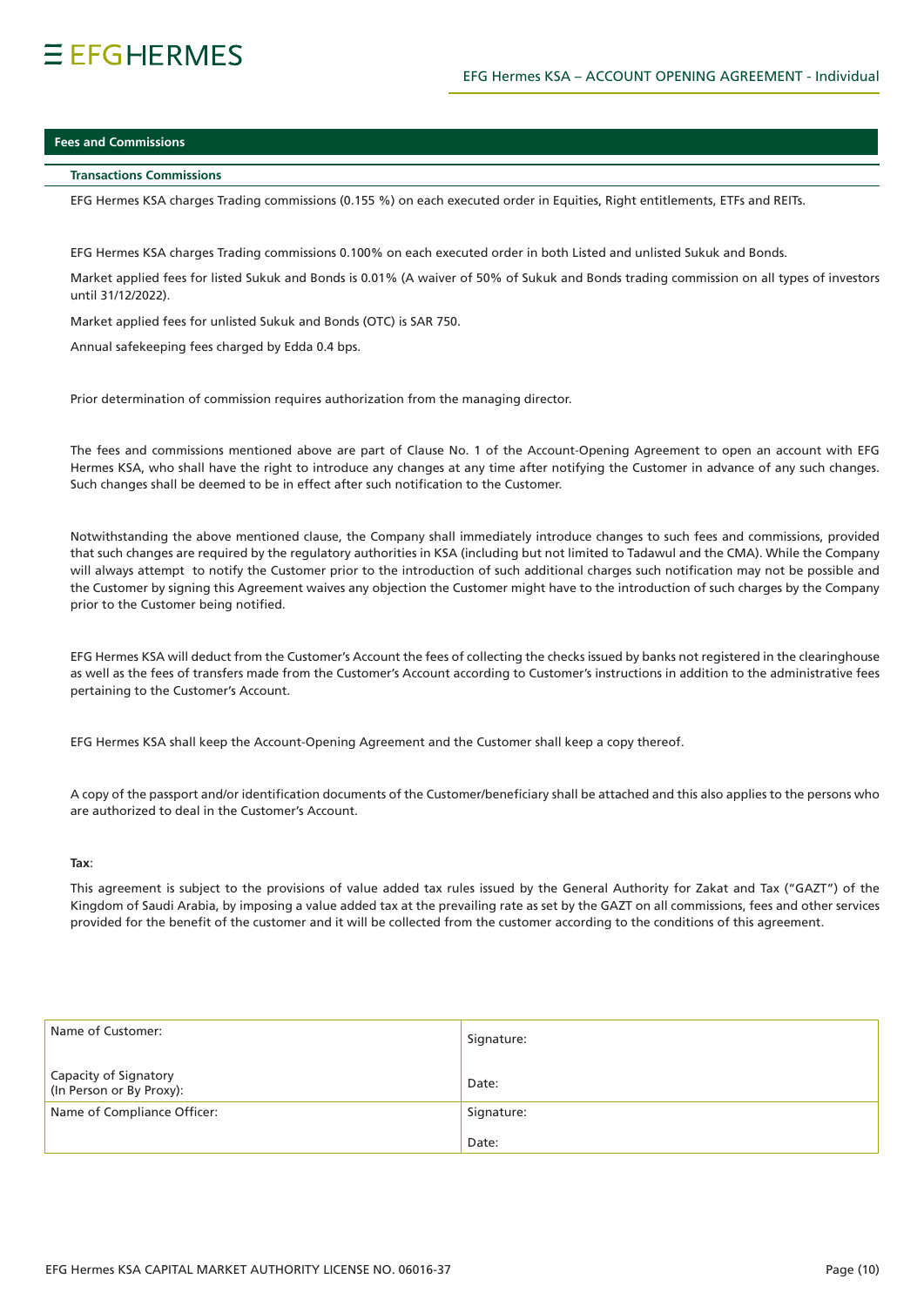## Fees and Commissions

### Transactions Commissions

EFG Hermes KSA charges Trading commissions (0.155 %) on each executed order in Equities, Right entitlements, ETFs and REITs.

EFG Hermes KSA charges Trading commissions 0.100% on each executed order in both Listed and unlisted Sukuk and Bonds.

Market applied fees for listed Sukuk and Bonds is 0.01% (A waiver of 50% of Sukuk and Bonds trading commission on all types of investors until 31/12/2022).

Market applied fees for unlisted Sukuk and Bonds (OTC) is SAR 750.

Annual safekeeping fees charged by Edda 0.4 bps.

Prior determination of commission requires authorization from the managing director.

The fees and commissions mentioned above are part of Clause No. 1 of the Account-Opening Agreement to open an account with EFG Hermes KSA, who shall have the right to introduce any changes at any time after notifying the Customer in advance of any such changes. Such changes shall be deemed to be in effect after such notification to the Customer.

Notwithstanding the above mentioned clause, the Company shall immediately introduce changes to such fees and commissions, provided that such changes are required by the regulatory authorities in KSA (including but not limited to Tadawul and the CMA). While the Company will always attempt to notify the Customer prior to the introduction of such additional charges such notification may not be possible and the Customer by signing this Agreement waives any objection the Customer might have to the introduction of such charges by the Company prior to the Customer being notified.

EFG Hermes KSA will deduct from the Customer's Account the fees of collecting the checks issued by banks not registered in the clearinghouse as well as the fees of transfers made from the Customer's Account according to Customer's instructions in addition to the administrative fees pertaining to the Customer's Account.

EFG Hermes KSA shall keep the Account-Opening Agreement and the Customer shall keep a copy thereof.

A copy of the passport and/or identification documents of the Customer/beneficiary shall be attached and this also applies to the persons who are authorized to deal in the Customer's Account.

**Tax**:

This agreement is subject to the provisions of value added tax rules issued by the General Authority for Zakat and Tax ("GAZT") of the Kingdom of Saudi Arabia, by imposing a value added tax at the prevailing rate as set by the GAZT on all commissions, fees and other services provided for the benefit of the customer and it will be collected from the customer according to the conditions of this agreement.

| | |
|---|---|
| Name of Customer: | Signature: |
| Capacity of Signatory (In Person or By Proxy): | Date: |
| Name of Compliance Officer: | Signature: |
| | Date: |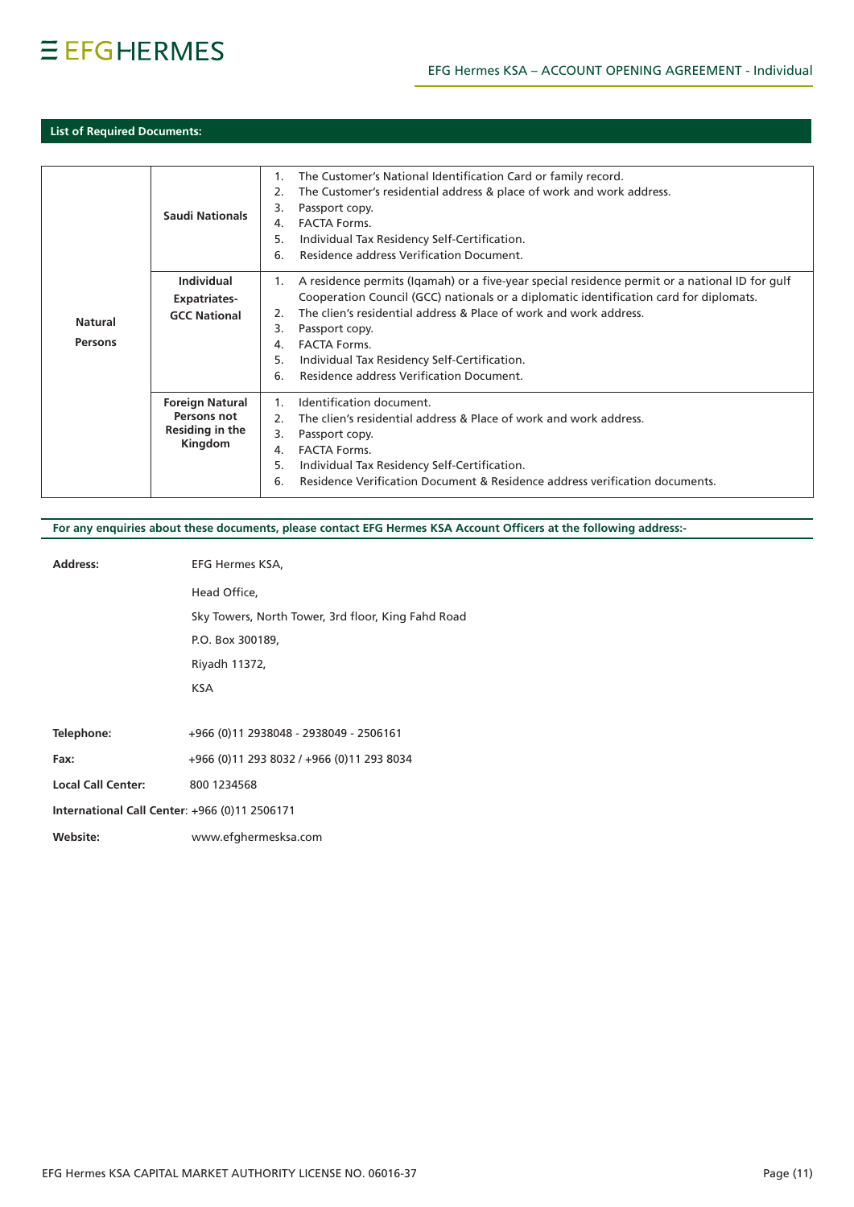## List of Required Documents:

| | | |
|---|---|---|
| **Natural Persons** | **Saudi Nationals** | 1. The Customer's National Identification Card or family record.<br>2. The Customer's residential address & place of work and work address.<br>3. Passport copy.<br>4. FACTA Forms.<br>5. Individual Tax Residency Self-Certification.<br>6. Residence address Verification Document. |
| | **Individual Expatriates-GCC National** | 1. A residence permits (Iqamah) or a five-year special residence permit or a national ID for gulf Cooperation Council (GCC) nationals or a diplomatic identification card for diplomats.<br>2. The clien's residential address & Place of work and work address.<br>3. Passport copy.<br>4. FACTA Forms.<br>5. Individual Tax Residency Self-Certification.<br>6. Residence address Verification Document. |
| | **Foreign Natural Persons not Residing in the Kingdom** | 1. Identification document.<br>2. The clien's residential address & Place of work and work address.<br>3. Passport copy.<br>4. FACTA Forms.<br>5. Individual Tax Residency Self-Certification.<br>6. Residence Verification Document & Residence address verification documents. |

**For any enquiries about these documents, please contact EFG Hermes KSA Account Officers at the following address:-**

**Address:** EFG Hermes KSA,
Head Office,
Sky Towers, North Tower, 3rd floor, King Fahd Road
P.O. Box 300189,
Riyadh 11372,
KSA

**Telephone:** +966 (0)11 2938048 - 2938049 - 2506161

**Fax:** +966 (0)11 293 8032 / +966 (0)11 293 8034

**Local Call Center:** 800 1234568

**International Call Center**: +966 (0)11 2506171

**Website:** www.efghermesksa.com

EFG Hermes KSA CAPITAL MARKET AUTHORITY LICENSE NO. 06016-37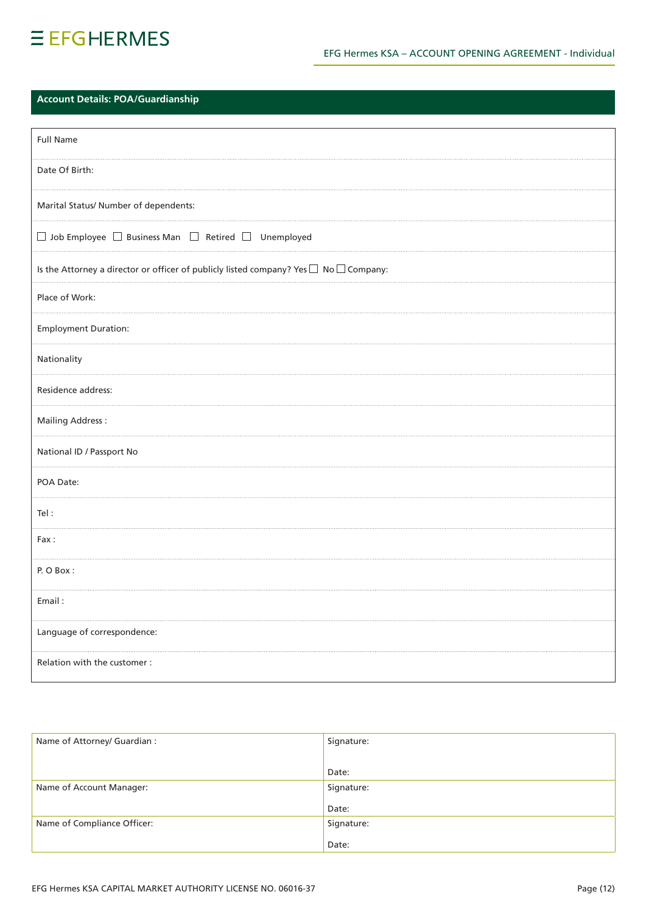## Account Details: POA/Guardianship

| Full Name |
|---|
| Date Of Birth: |
| Marital Status/ Number of dependents: |
| ☐ Job Employee ☐ Business Man ☐ Retired ☐ Unemployed |
| Is the Attorney a director or officer of publicly listed company? Yes ☐ No ☐ Company: |
| Place of Work: |
| Employment Duration: |
| Nationality |
| Residence address: |
| Mailing Address : |
| National ID / Passport No |
| POA Date: |
| Tel : |
| Fax : |
| P. O Box : |
| Email : |
| Language of correspondence: |
| Relation with the customer : |

| Name of Attorney/ Guardian : | Signature:<br><br>Date: |
|---|---|
| Name of Account Manager: | Signature:<br><br>Date: |
| Name of Compliance Officer: | Signature:<br><br>Date: |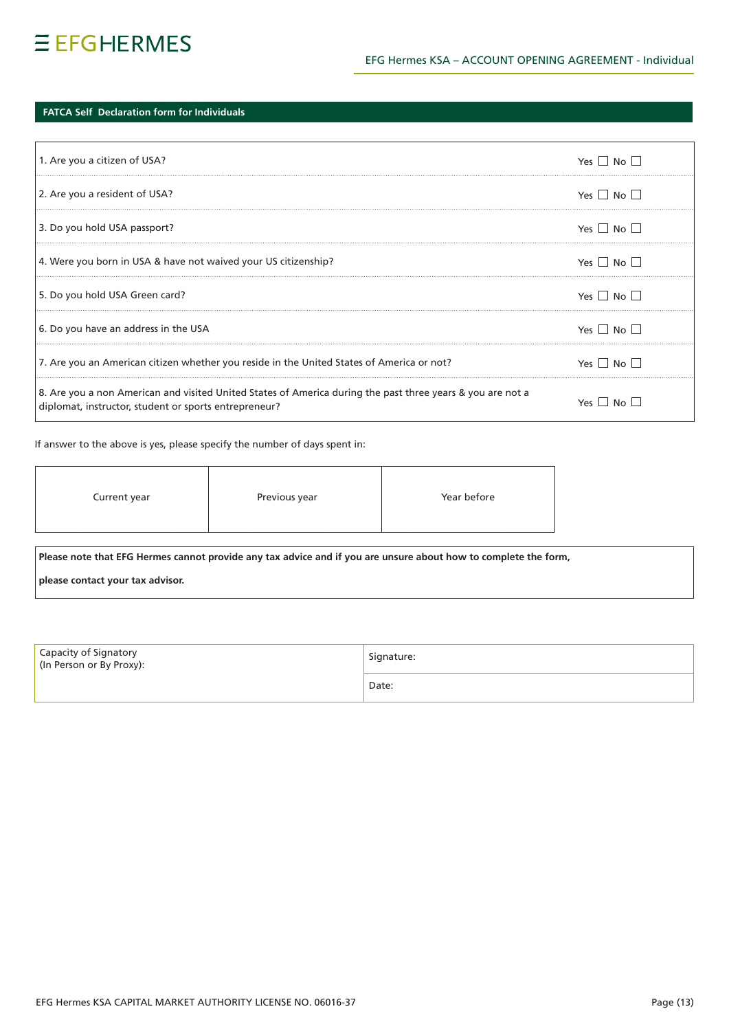## FATCA Self Declaration form for Individuals

| | |
|---|---|
| 1. Are you a citizen of USA? | Yes ☐ No ☐ |
| 2. Are you a resident of USA? | Yes ☐ No ☐ |
| 3. Do you hold USA passport? | Yes ☐ No ☐ |
| 4. Were you born in USA & have not waived your US citizenship? | Yes ☐ No ☐ |
| 5. Do you hold USA Green card? | Yes ☐ No ☐ |
| 6. Do you have an address in the USA | Yes ☐ No ☐ |
| 7. Are you an American citizen whether you reside in the United States of America or not? | Yes ☐ No ☐ |
| 8. Are you a non American and visited United States of America during the past three years & you are not a diplomat, instructor, student or sports entrepreneur? | Yes ☐ No ☐ |

If answer to the above is yes, please specify the number of days spent in:

| Current year | Previous year | Year before |
|---|---|---|
| | | |

**Please note that EFG Hermes cannot provide any tax advice and if you are unsure about how to complete the form, please contact your tax advisor.**

| Capacity of Signatory (In Person or By Proxy): | Signature: |
|---|---|
| | Date: |